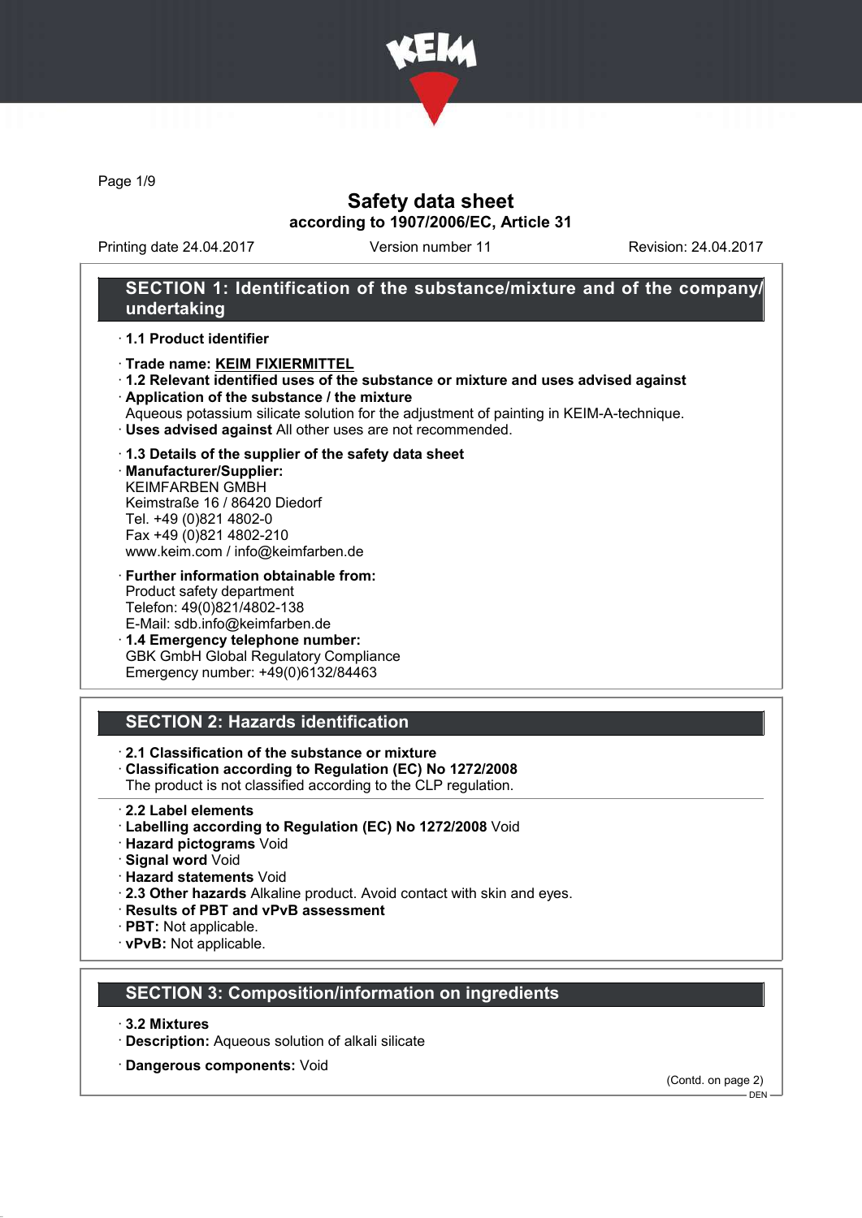# Safety data sheet

**according to 1907/2006/EC, Article 31**

Printing date 24.04.2017 Version number 11 Revision: 24.04.2017

## SECTION 1: Identification of the substance/mixture and of the company/undertaking

· **1.1 Product identifier**

· **Trade name: KEIM FIXIERMITTEL**

· **1.2 Relevant identified uses of the substance or mixture and uses advised against**

· **Application of the substance / the mixture**
Aqueous potassium silicate solution for the adjustment of painting in KEIM-A-technique.

· **Uses advised against** All other uses are not recommended.

· **1.3 Details of the supplier of the safety data sheet**

· **Manufacturer/Supplier:**
KEIMFARBEN GMBH
Keimstraße 16 / 86420 Diedorf
Tel. +49 (0)821 4802-0
Fax +49 (0)821 4802-210
www.keim.com / info@keimfarben.de

· **Further information obtainable from:**
Product safety department
Telefon: 49(0)821/4802-138
E-Mail: sdb.info@keimfarben.de

· **1.4 Emergency telephone number:**
GBK GmbH Global Regulatory Compliance
Emergency number: +49(0)6132/84463

## SECTION 2: Hazards identification

· **2.1 Classification of the substance or mixture**

· **Classification according to Regulation (EC) No 1272/2008**
The product is not classified according to the CLP regulation.

· **2.2 Label elements**

· **Labelling according to Regulation (EC) No 1272/2008** Void

· **Hazard pictograms** Void

· **Signal word** Void

· **Hazard statements** Void

· **2.3 Other hazards** Alkaline product. Avoid contact with skin and eyes.

· **Results of PBT and vPvB assessment**

· **PBT:** Not applicable.

· **vPvB:** Not applicable.

## SECTION 3: Composition/information on ingredients

· **3.2 Mixtures**

· **Description:** Aqueous solution of alkali silicate

· **Dangerous components:** Void

(Contd. on page 2)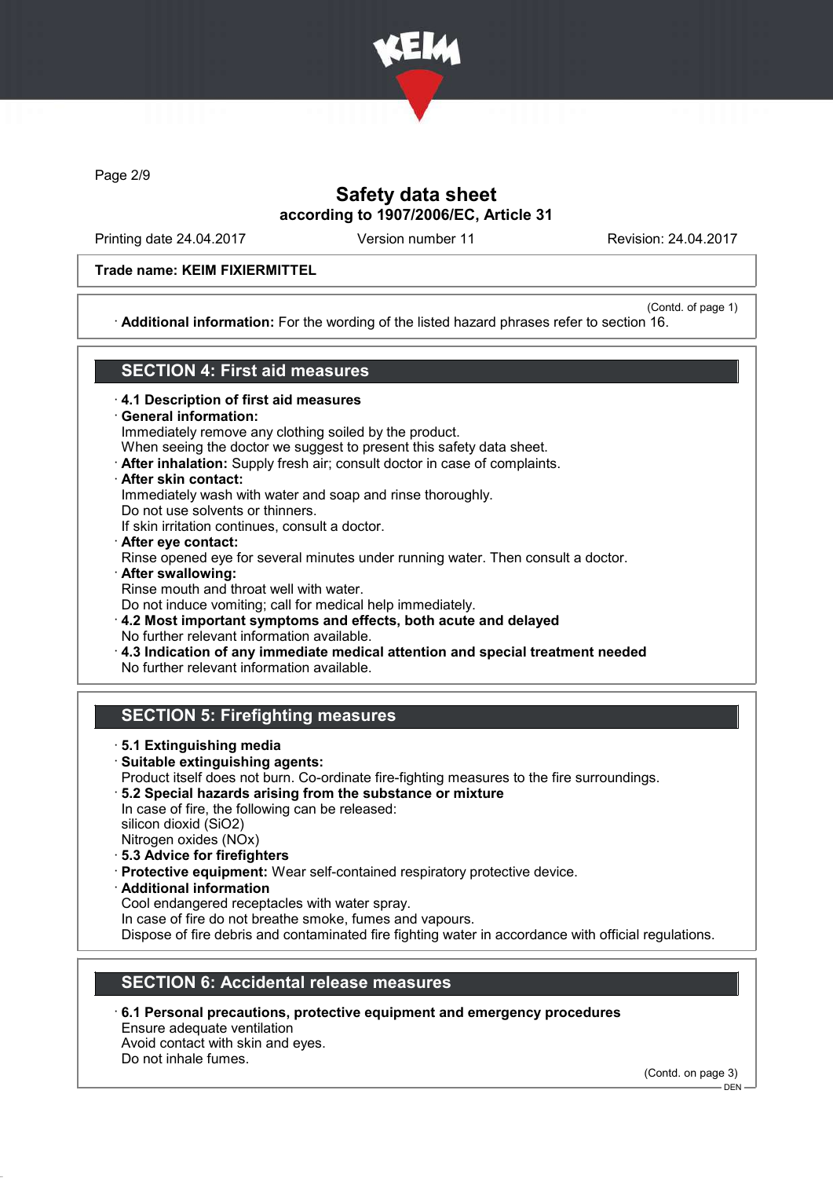# Safety data sheet
## according to 1907/2006/EC, Article 31

Printing date 24.04.2017 | Version number 11 | Revision: 24.04.2017

**Trade name: KEIM FIXIERMITTEL**

(Contd. of page 1)

· **Additional information:** For the wording of the listed hazard phrases refer to section 16.

## SECTION 4: First aid measures

· **4.1 Description of first aid measures**
· **General information:**
Immediately remove any clothing soiled by the product.
When seeing the doctor we suggest to present this safety data sheet.
· **After inhalation:** Supply fresh air; consult doctor in case of complaints.
· **After skin contact:**
Immediately wash with water and soap and rinse thoroughly.
Do not use solvents or thinners.
If skin irritation continues, consult a doctor.
· **After eye contact:**
Rinse opened eye for several minutes under running water. Then consult a doctor.
· **After swallowing:**
Rinse mouth and throat well with water.
Do not induce vomiting; call for medical help immediately.
· **4.2 Most important symptoms and effects, both acute and delayed**
No further relevant information available.
· **4.3 Indication of any immediate medical attention and special treatment needed**
No further relevant information available.

## SECTION 5: Firefighting measures

· **5.1 Extinguishing media**
· **Suitable extinguishing agents:**
Product itself does not burn. Co-ordinate fire-fighting measures to the fire surroundings.
· **5.2 Special hazards arising from the substance or mixture**
In case of fire, the following can be released:
silicon dioxid ($SiO_2$)
Nitrogen oxides ($NO_x$)
· **5.3 Advice for firefighters**
· **Protective equipment:** Wear self-contained respiratory protective device.
· **Additional information**
Cool endangered receptacles with water spray.
In case of fire do not breathe smoke, fumes and vapours.
Dispose of fire debris and contaminated fire fighting water in accordance with official regulations.

## SECTION 6: Accidental release measures

· **6.1 Personal precautions, protective equipment and emergency procedures**
Ensure adequate ventilation
Avoid contact with skin and eyes.
Do not inhale fumes.

(Contd. on page 3)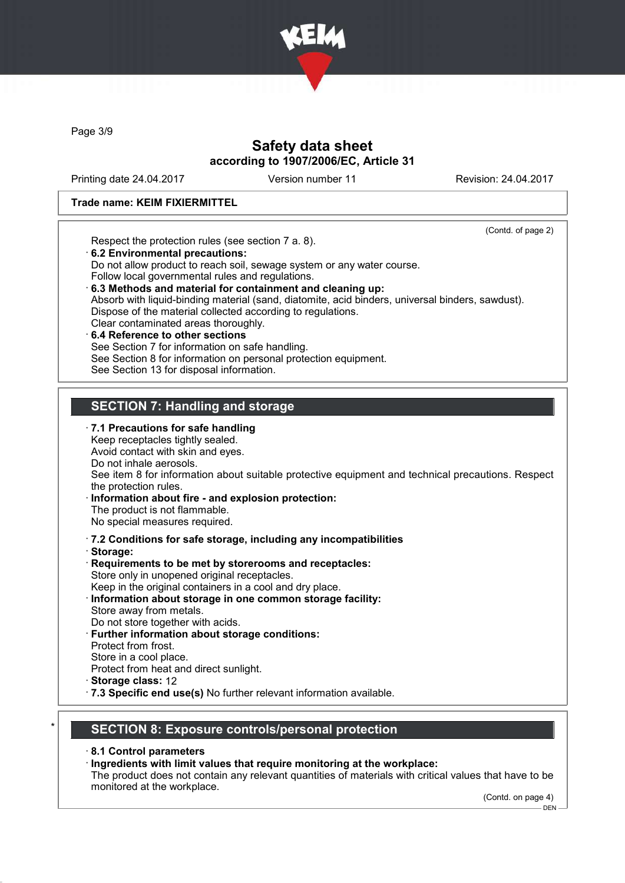Trade name: KEIM FIXIERMITTEL

(Contd. of page 2)

Respect the protection rules (see section 7 a. 8).

· **6.2 Environmental precautions:**
Do not allow product to reach soil, sewage system or any water course.
Follow local governmental rules and regulations.

· **6.3 Methods and material for containment and cleaning up:**
Absorb with liquid-binding material (sand, diatomite, acid binders, universal binders, sawdust).
Dispose of the material collected according to regulations.
Clear contaminated areas thoroughly.

· **6.4 Reference to other sections**
See Section 7 for information on safe handling.
See Section 8 for information on personal protection equipment.
See Section 13 for disposal information.

## SECTION 7: Handling and storage

· **7.1 Precautions for safe handling**
Keep receptacles tightly sealed.
Avoid contact with skin and eyes.
Do not inhale aerosols.
See item 8 for information about suitable protective equipment and technical precautions. Respect the protection rules.

· **Information about fire - and explosion protection:**
The product is not flammable.
No special measures required.

· **7.2 Conditions for safe storage, including any incompatibilities**

· **Storage:**

· **Requirements to be met by storerooms and receptacles:**
Store only in unopened original receptacles.
Keep in the original containers in a cool and dry place.

· **Information about storage in one common storage facility:**
Store away from metals.
Do not store together with acids.

· **Further information about storage conditions:**
Protect from frost.
Store in a cool place.
Protect from heat and direct sunlight.

· **Storage class:** 12

· **7.3 Specific end use(s)** No further relevant information available.

## * SECTION 8: Exposure controls/personal protection

· **8.1 Control parameters**

· **Ingredients with limit values that require monitoring at the workplace:**
The product does not contain any relevant quantities of materials with critical values that have to be monitored at the workplace.

(Contd. on page 4)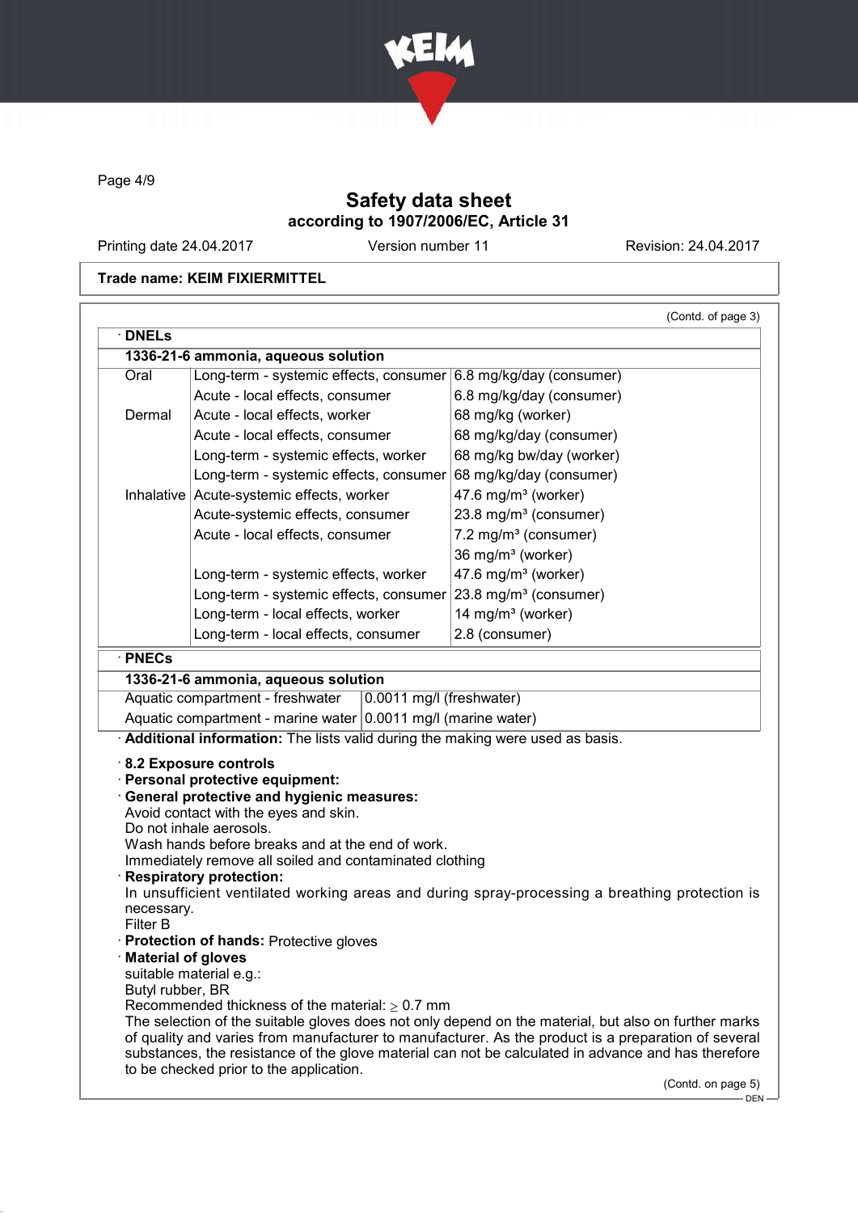Page 4/9

# Safety data sheet
## according to 1907/2006/EC, Article 31

Printing date 24.04.2017 | Version number 11 | Revision: 24.04.2017

**Trade name: KEIM FIXIERMITTEL**

(Contd. of page 3)

· **DNELs**

| **1336-21-6 ammonia, aqueous solution** | | |
|---|---|---|
| Oral | Long-term - systemic effects, consumer | 6.8 mg/kg/day (consumer) |
| | Acute - local effects, consumer | 6.8 mg/kg/day (consumer) |
| Dermal | Acute - local effects, worker | 68 mg/kg (worker) |
| | Acute - local effects, consumer | 68 mg/kg/day (consumer) |
| | Long-term - systemic effects, worker | 68 mg/kg bw/day (worker) |
| | Long-term - systemic effects, consumer | 68 mg/kg/day (consumer) |
| Inhalative | Acute-systemic effects, worker | 47.6 mg/m³ (worker) |
| | Acute-systemic effects, consumer | 23.8 mg/m³ (consumer) |
| | Acute - local effects, consumer | 7.2 mg/m³ (consumer) |
| | | 36 mg/m³ (worker) |
| | Long-term - systemic effects, worker | 47.6 mg/m³ (worker) |
| | Long-term - systemic effects, consumer | 23.8 mg/m³ (consumer) |
| | Long-term - local effects, worker | 14 mg/m³ (worker) |
| | Long-term - local effects, consumer | 2.8 (consumer) |

· **PNECs**

| **1336-21-6 ammonia, aqueous solution** | |
|---|---|
| Aquatic compartment - freshwater | 0.0011 mg/l (freshwater) |
| Aquatic compartment - marine water | 0.0011 mg/l (marine water) |

· **Additional information:** The lists valid during the making were used as basis.

· **8.2 Exposure controls**
· **Personal protective equipment:**
· **General protective and hygienic measures:**
Avoid contact with the eyes and skin.
Do not inhale aerosols.
Wash hands before breaks and at the end of work.
Immediately remove all soiled and contaminated clothing
· **Respiratory protection:**
In unsufficient ventilated working areas and during spray-processing a breathing protection is necessary.
Filter B
· **Protection of hands:** Protective gloves
· **Material of gloves**
suitable material e.g.:
Butyl rubber, BR
Recommended thickness of the material: ≥ 0.7 mm
The selection of the suitable gloves does not only depend on the material, but also on further marks of quality and varies from manufacturer to manufacturer. As the product is a preparation of several substances, the resistance of the glove material can not be calculated in advance and has therefore to be checked prior to the application.

(Contd. on page 5)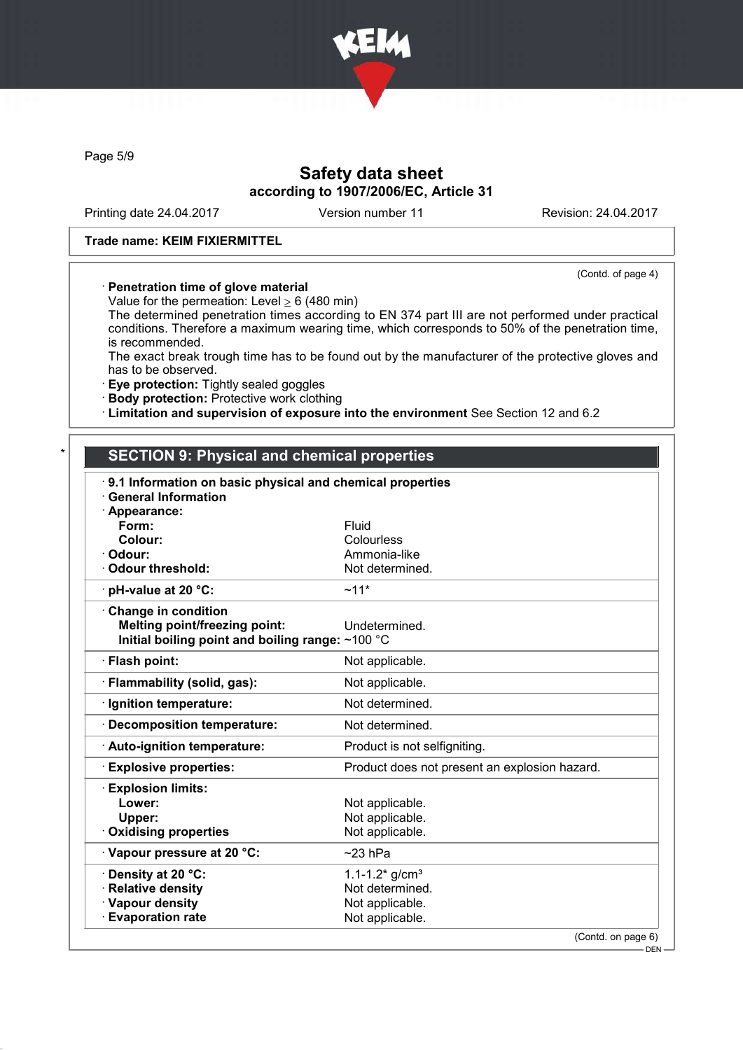Trade name: KEIM FIXIERMITTEL

(Contd. of page 4)

· **Penetration time of glove material**
Value for the permeation: Level ≥ 6 (480 min)
The determined penetration times according to EN 374 part III are not performed under practical conditions. Therefore a maximum wearing time, which corresponds to 50% of the penetration time, is recommended.
The exact break trough time has to be found out by the manufacturer of the protective gloves and has to be observed.
· **Eye protection:** Tightly sealed goggles
· **Body protection:** Protective work clothing
· **Limitation and supervision of exposure into the environment** See Section 12 and 6.2

## * SECTION 9: Physical and chemical properties

· **9.1 Information on basic physical and chemical properties**
· **General Information**

| Property | Value |
|---|---|
| · **Appearance:** | |
| **Form:** | Fluid |
| **Colour:** | Colourless |
| · **Odour:** | Ammonia-like |
| · **Odour threshold:** | Not determined. |
| · **pH-value at 20 °C:** | ~11* |
| · **Change in condition** | |
| **Melting point/freezing point:** | Undetermined. |
| **Initial boiling point and boiling range:** | ~100 °C |
| · **Flash point:** | Not applicable. |
| · **Flammability (solid, gas):** | Not applicable. |
| · **Ignition temperature:** | Not determined. |
| · **Decomposition temperature:** | Not determined. |
| · **Auto-ignition temperature:** | Product is not selfigniting. |
| · **Explosive properties:** | Product does not present an explosion hazard. |
| · **Explosion limits:** | |
| **Lower:** | Not applicable. |
| **Upper:** | Not applicable. |
| · **Oxidising properties** | Not applicable. |
| · **Vapour pressure at 20 °C:** | ~23 hPa |
| · **Density at 20 °C:** | 1.1-1.2* g/cm³ |
| · **Relative density** | Not determined. |
| · **Vapour density** | Not applicable. |
| · **Evaporation rate** | Not applicable. |

(Contd. on page 6)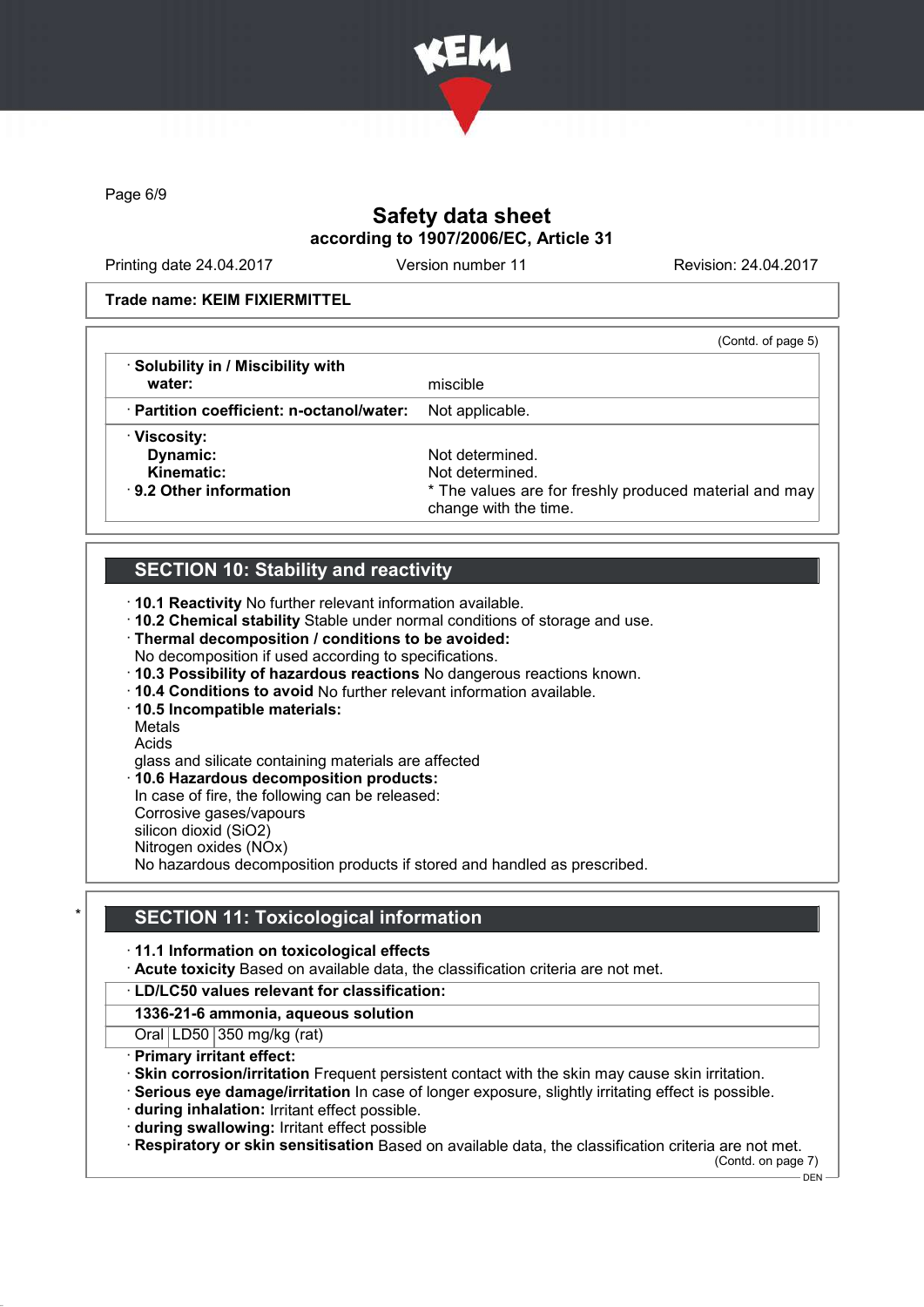**Trade name: KEIM FIXIERMITTEL**

(Contd. of page 5)

| | |
|---|---|
| · **Solubility in / Miscibility with water:** | miscible |
| · **Partition coefficient: n-octanol/water:** | Not applicable. |
| · **Viscosity:** | |
| **Dynamic:** | Not determined. |
| **Kinematic:** | Not determined. |
| · **9.2 Other information** | * The values are for freshly produced material and may change with the time. |

## SECTION 10: Stability and reactivity

· **10.1 Reactivity** No further relevant information available.
· **10.2 Chemical stability** Stable under normal conditions of storage and use.
· **Thermal decomposition / conditions to be avoided:**
No decomposition if used according to specifications.
· **10.3 Possibility of hazardous reactions** No dangerous reactions known.
· **10.4 Conditions to avoid** No further relevant information available.
· **10.5 Incompatible materials:**
Metals
Acids
glass and silicate containing materials are affected
· **10.6 Hazardous decomposition products:**
In case of fire, the following can be released:
Corrosive gases/vapours
silicon dioxid ($SiO_2$)
Nitrogen oxides ($NO_x$)
No hazardous decomposition products if stored and handled as prescribed.

## * SECTION 11: Toxicological information

· **11.1 Information on toxicological effects**
· **Acute toxicity** Based on available data, the classification criteria are not met.

| · **LD/LC50 values relevant for classification:** | | |
|---|---|---|
| **1336-21-6 ammonia, aqueous solution** | | |
| Oral | LD50 | 350 mg/kg (rat) |

· **Primary irritant effect:**
· **Skin corrosion/irritation** Frequent persistent contact with the skin may cause skin irritation.
· **Serious eye damage/irritation** In case of longer exposure, slightly irritating effect is possible.
· **during inhalation:** Irritant effect possible.
· **during swallowing:** Irritant effect possible
· **Respiratory or skin sensitisation** Based on available data, the classification criteria are not met.

(Contd. on page 7)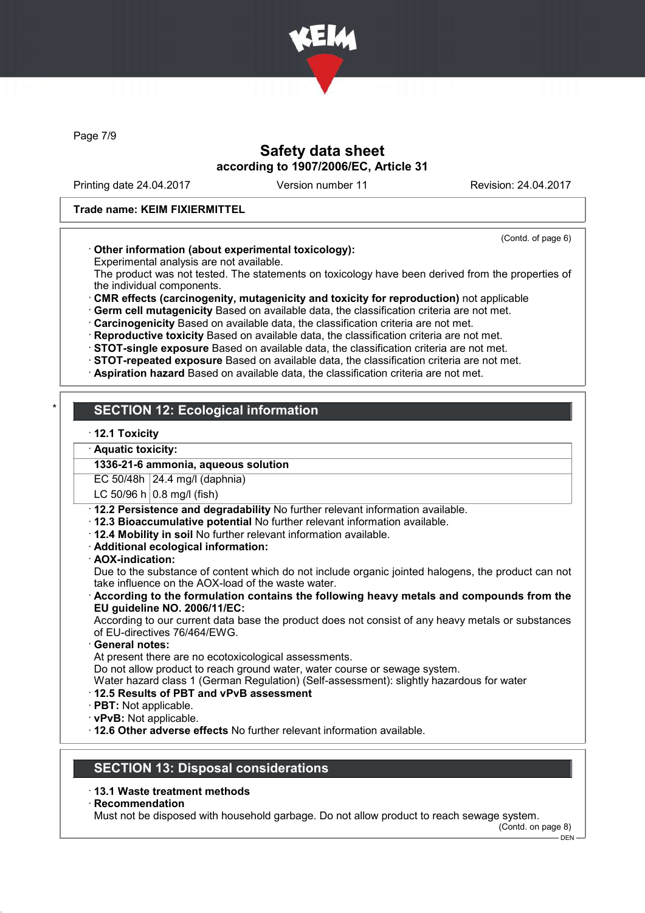Trade name: KEIM FIXIERMITTEL

(Contd. of page 6)

· **Other information (about experimental toxicology):**
Experimental analysis are not available.
The product was not tested. The statements on toxicology have been derived from the properties of the individual components.
· **CMR effects (carcinogenity, mutagenicity and toxicity for reproduction)** not applicable
· **Germ cell mutagenicity** Based on available data, the classification criteria are not met.
· **Carcinogenicity** Based on available data, the classification criteria are not met.
· **Reproductive toxicity** Based on available data, the classification criteria are not met.
· **STOT-single exposure** Based on available data, the classification criteria are not met.
· **STOT-repeated exposure** Based on available data, the classification criteria are not met.
· **Aspiration hazard** Based on available data, the classification criteria are not met.

\*

## SECTION 12: Ecological information

· **12.1 Toxicity**

| · **Aquatic toxicity:** | |
|---|---|
| **1336-21-6 ammonia, aqueous solution** | |
| EC 50/48h | 24.4 mg/l (daphnia) |
| LC 50/96 h | 0.8 mg/l (fish) |

· **12.2 Persistence and degradability** No further relevant information available.
· **12.3 Bioaccumulative potential** No further relevant information available.
· **12.4 Mobility in soil** No further relevant information available.
· **Additional ecological information:**
· **AOX-indication:**
Due to the substance of content which do not include organic jointed halogens, the product can not take influence on the AOX-load of the waste water.
· **According to the formulation contains the following heavy metals and compounds from the EU guideline NO. 2006/11/EC:**
According to our current data base the product does not consist of any heavy metals or substances of EU-directives 76/464/EWG.
· **General notes:**
At present there are no ecotoxicological assessments.
Do not allow product to reach ground water, water course or sewage system.
Water hazard class 1 (German Regulation) (Self-assessment): slightly hazardous for water
· **12.5 Results of PBT and vPvB assessment**
· **PBT:** Not applicable.
· **vPvB:** Not applicable.
· **12.6 Other adverse effects** No further relevant information available.

## SECTION 13: Disposal considerations

· **13.1 Waste treatment methods**
· **Recommendation**
Must not be disposed with household garbage. Do not allow product to reach sewage system.

(Contd. on page 8)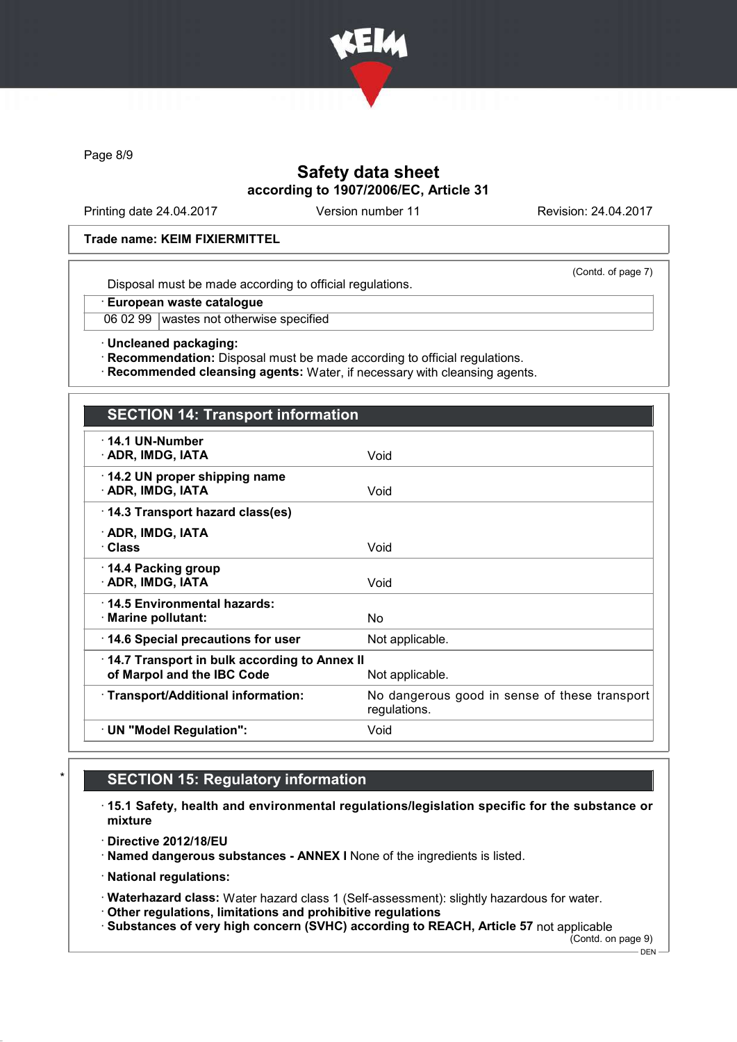**Trade name: KEIM FIXIERMITTEL**

(Contd. of page 7)

Disposal must be made according to official regulations.

· **European waste catalogue**

| 06 02 99 | wastes not otherwise specified |
|---|---|

· **Uncleaned packaging:**
· **Recommendation:** Disposal must be made according to official regulations.
· **Recommended cleansing agents:** Water, if necessary with cleansing agents.

## SECTION 14: Transport information

| | |
|---|---|
| · **14.1 UN-Number**<br>· **ADR, IMDG, IATA** | Void |
| · **14.2 UN proper shipping name**<br>· **ADR, IMDG, IATA** | Void |
| · **14.3 Transport hazard class(es)**<br>· **ADR, IMDG, IATA**<br>· **Class** | Void |
| · **14.4 Packing group**<br>· **ADR, IMDG, IATA** | Void |
| · **14.5 Environmental hazards:**<br>· **Marine pollutant:** | No |
| · **14.6 Special precautions for user** | Not applicable. |
| · **14.7 Transport in bulk according to Annex II of Marpol and the IBC Code** | Not applicable. |
| · **Transport/Additional information:** | No dangerous good in sense of these transport regulations. |
| · **UN "Model Regulation":** | Void |

## * SECTION 15: Regulatory information

· **15.1 Safety, health and environmental regulations/legislation specific for the substance or mixture**

· **Directive 2012/18/EU**
· **Named dangerous substances - ANNEX I** None of the ingredients is listed.

· **National regulations:**

· **Waterhazard class:** Water hazard class 1 (Self-assessment): slightly hazardous for water.
· **Other regulations, limitations and prohibitive regulations**
· **Substances of very high concern (SVHC) according to REACH, Article 57** not applicable

(Contd. on page 9)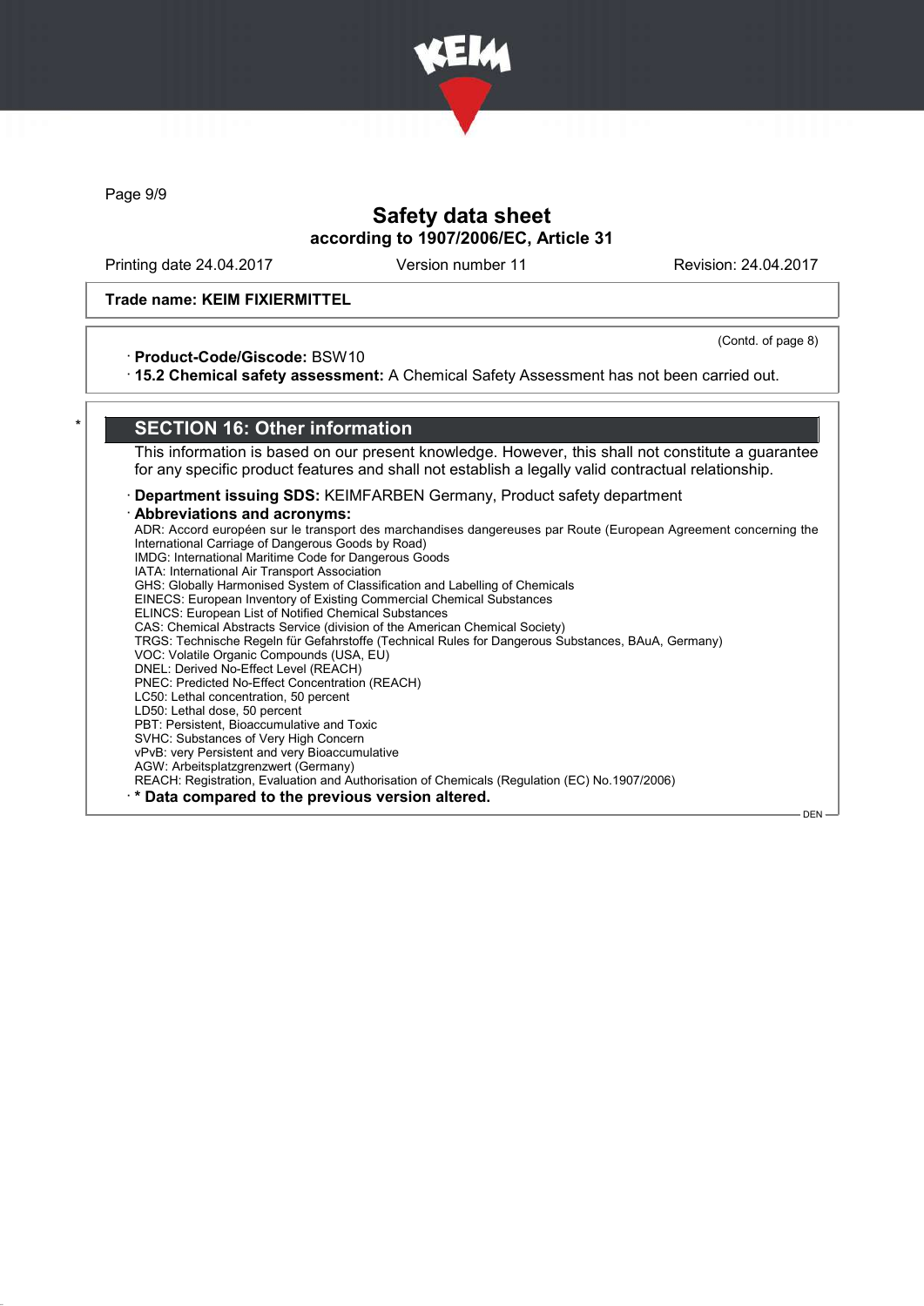**Trade name: KEIM FIXIERMITTEL**

(Contd. of page 8)

· **Product-Code/Giscode:** BSW10
· **15.2 Chemical safety assessment:** A Chemical Safety Assessment has not been carried out.

## * SECTION 16: Other information

This information is based on our present knowledge. However, this shall not constitute a guarantee for any specific product features and shall not establish a legally valid contractual relationship.

· **Department issuing SDS:** KEIMFARBEN Germany, Product safety department
· **Abbreviations and acronyms:**
ADR: Accord européen sur le transport des marchandises dangereuses par Route (European Agreement concerning the International Carriage of Dangerous Goods by Road)
IMDG: International Maritime Code for Dangerous Goods
IATA: International Air Transport Association
GHS: Globally Harmonised System of Classification and Labelling of Chemicals
EINECS: European Inventory of Existing Commercial Chemical Substances
ELINCS: European List of Notified Chemical Substances
CAS: Chemical Abstracts Service (division of the American Chemical Society)
TRGS: Technische Regeln für Gefahrstoffe (Technical Rules for Dangerous Substances, BAuA, Germany)
VOC: Volatile Organic Compounds (USA, EU)
DNEL: Derived No-Effect Level (REACH)
PNEC: Predicted No-Effect Concentration (REACH)
LC50: Lethal concentration, 50 percent
LD50: Lethal dose, 50 percent
PBT: Persistent, Bioaccumulative and Toxic
SVHC: Substances of Very High Concern
vPvB: very Persistent and very Bioaccumulative
AGW: Arbeitsplatzgrenzwert (Germany)
REACH: Registration, Evaluation and Authorisation of Chemicals (Regulation (EC) No.1907/2006)
· **\* Data compared to the previous version altered.**